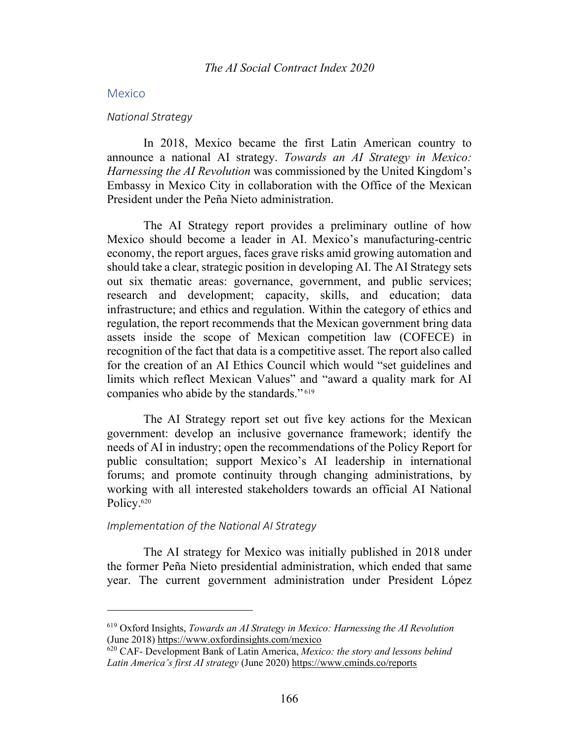## Mexico

### *National Strategy*

In 2018, Mexico became the first Latin American country to announce a national AI strategy. *Towards an AI Strategy in Mexico: Harnessing the AI Revolution* was commissioned by the United Kingdom's Embassy in Mexico City in collaboration with the Office of the Mexican President under the Peña Nieto administration.

The AI Strategy report provides a preliminary outline of how Mexico should become a leader in AI. Mexico's manufacturing-centric economy, the report argues, faces grave risks amid growing automation and should take a clear, strategic position in developing AI. The AI Strategy sets out six thematic areas: governance, government, and public services; research and development; capacity, skills, and education; data infrastructure; and ethics and regulation. Within the category of ethics and regulation, the report recommends that the Mexican government bring data assets inside the scope of Mexican competition law (COFECE) in recognition of the fact that data is a competitive asset. The report also called for the creation of an AI Ethics Council which would "set guidelines and limits which reflect Mexican Values" and "award a quality mark for AI companies who abide by the standards." [619]

The AI Strategy report set out five key actions for the Mexican government: develop an inclusive governance framework; identify the needs of AI in industry; open the recommendations of the Policy Report for public consultation; support Mexico's AI leadership in international forums; and promote continuity through changing administrations, by working with all interested stakeholders towards an official AI National Policy.[620]

### *Implementation of the National AI Strategy*

The AI strategy for Mexico was initially published in 2018 under the former Peña Nieto presidential administration, which ended that same year. The current government administration under President López

---

[619] Oxford Insights, *Towards an AI Strategy in Mexico: Harnessing the AI Revolution* (June 2018) https://www.oxfordinsights.com/mexico

[620] CAF- Development Bank of Latin America, *Mexico: the story and lessons behind Latin America's first AI strategy* (June 2020) https://www.cminds.co/reports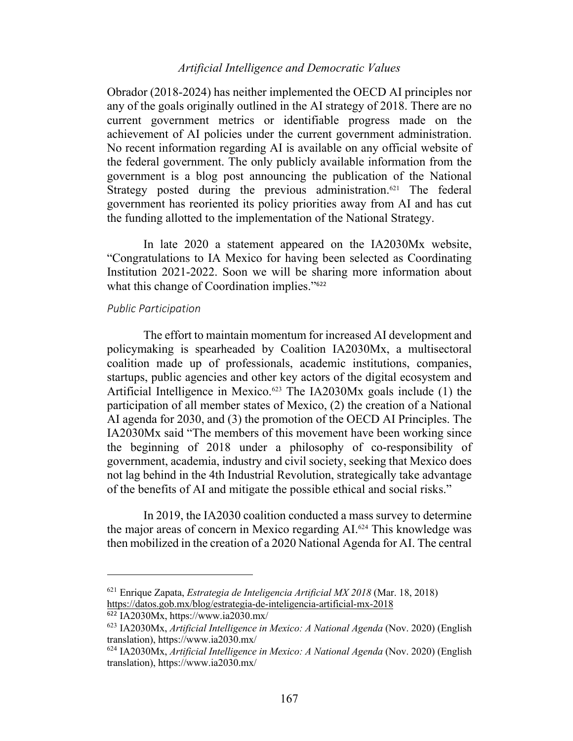Obrador (2018-2024) has neither implemented the OECD AI principles nor any of the goals originally outlined in the AI strategy of 2018. There are no current government metrics or identifiable progress made on the achievement of AI policies under the current government administration. No recent information regarding AI is available on any official website of the federal government. The only publicly available information from the government is a blog post announcing the publication of the National Strategy posted during the previous administration.[621] The federal government has reoriented its policy priorities away from AI and has cut the funding allotted to the implementation of the National Strategy.

In late 2020 a statement appeared on the IA2030Mx website, "Congratulations to IA Mexico for having been selected as Coordinating Institution 2021-2022. Soon we will be sharing more information about what this change of Coordination implies."[622]

### *Public Participation*

The effort to maintain momentum for increased AI development and policymaking is spearheaded by Coalition IA2030Mx, a multisectoral coalition made up of professionals, academic institutions, companies, startups, public agencies and other key actors of the digital ecosystem and Artificial Intelligence in Mexico.[623] The IA2030Mx goals include (1) the participation of all member states of Mexico, (2) the creation of a National AI agenda for 2030, and (3) the promotion of the OECD AI Principles. The IA2030Mx said "The members of this movement have been working since the beginning of 2018 under a philosophy of co-responsibility of government, academia, industry and civil society, seeking that Mexico does not lag behind in the 4th Industrial Revolution, strategically take advantage of the benefits of AI and mitigate the possible ethical and social risks."

In 2019, the IA2030 coalition conducted a mass survey to determine the major areas of concern in Mexico regarding AI.[624] This knowledge was then mobilized in the creation of a 2020 National Agenda for AI. The central

---

[621] Enrique Zapata, *Estrategia de Inteligencia Artificial MX 2018* (Mar. 18, 2018) https://datos.gob.mx/blog/estrategia-de-inteligencia-artificial-mx-2018

[622] IA2030Mx, https://www.ia2030.mx/

[623] IA2030Mx, *Artificial Intelligence in Mexico: A National Agenda* (Nov. 2020) (English translation), https://www.ia2030.mx/

[624] IA2030Mx, *Artificial Intelligence in Mexico: A National Agenda* (Nov. 2020) (English translation), https://www.ia2030.mx/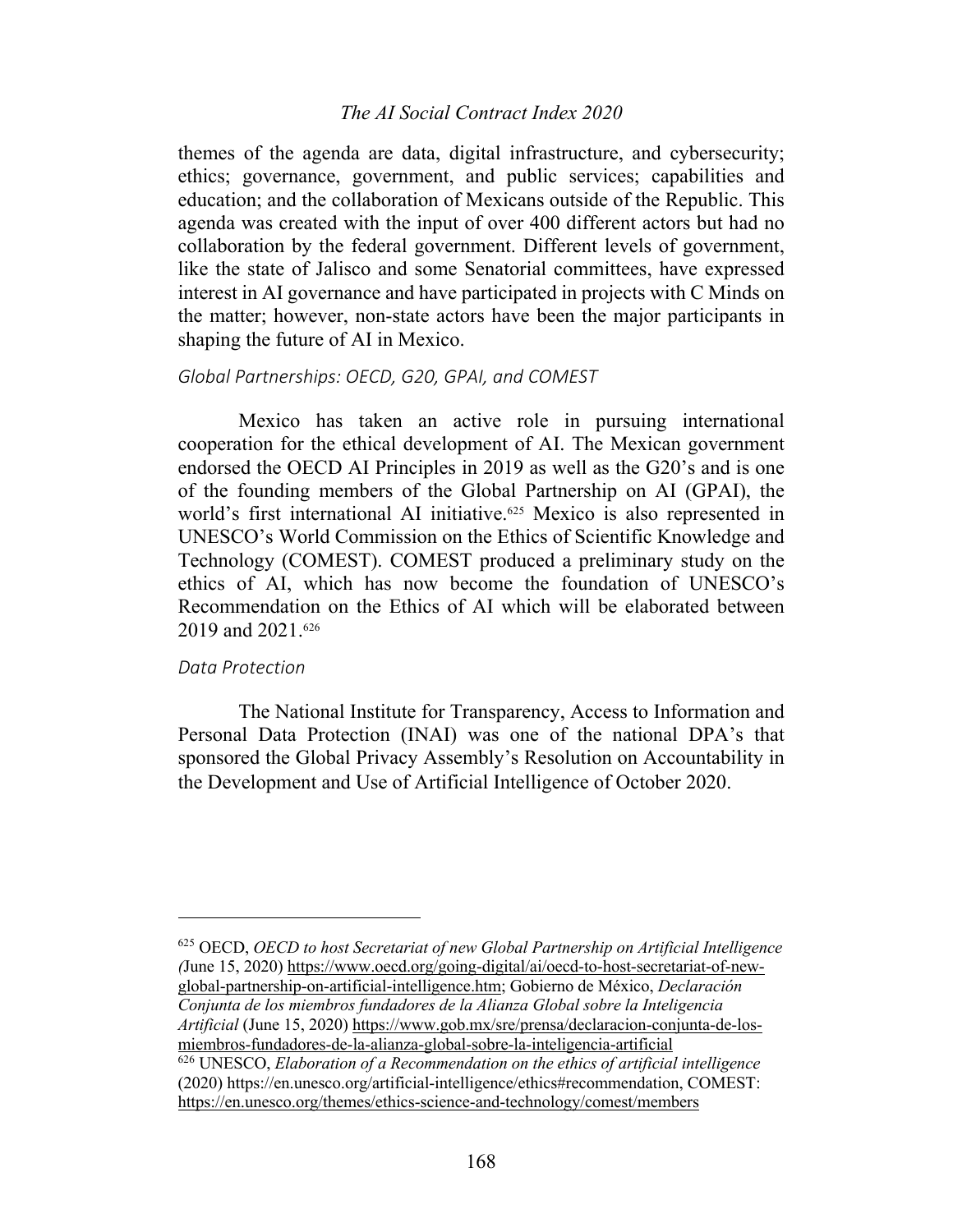themes of the agenda are data, digital infrastructure, and cybersecurity; ethics; governance, government, and public services; capabilities and education; and the collaboration of Mexicans outside of the Republic. This agenda was created with the input of over 400 different actors but had no collaboration by the federal government. Different levels of government, like the state of Jalisco and some Senatorial committees, have expressed interest in AI governance and have participated in projects with C Minds on the matter; however, non-state actors have been the major participants in shaping the future of AI in Mexico.

### *Global Partnerships: OECD, G20, GPAI, and COMEST*

Mexico has taken an active role in pursuing international cooperation for the ethical development of AI. The Mexican government endorsed the OECD AI Principles in 2019 as well as the G20's and is one of the founding members of the Global Partnership on AI (GPAI), the world's first international AI initiative.[625] Mexico is also represented in UNESCO's World Commission on the Ethics of Scientific Knowledge and Technology (COMEST). COMEST produced a preliminary study on the ethics of AI, which has now become the foundation of UNESCO's Recommendation on the Ethics of AI which will be elaborated between 2019 and 2021.[626]

### *Data Protection*

The National Institute for Transparency, Access to Information and Personal Data Protection (INAI) was one of the national DPA's that sponsored the Global Privacy Assembly's Resolution on Accountability in the Development and Use of Artificial Intelligence of October 2020.

---

[625] OECD, *OECD to host Secretariat of new Global Partnership on Artificial Intelligence (*June 15, 2020) https://www.oecd.org/going-digital/ai/oecd-to-host-secretariat-of-new-global-partnership-on-artificial-intelligence.htm; Gobierno de México, *Declaración Conjunta de los miembros fundadores de la Alianza Global sobre la Inteligencia Artificial* (June 15, 2020) https://www.gob.mx/sre/prensa/declaracion-conjunta-de-los-miembros-fundadores-de-la-alianza-global-sobre-la-inteligencia-artificial

[626] UNESCO, *Elaboration of a Recommendation on the ethics of artificial intelligence* (2020) https://en.unesco.org/artificial-intelligence/ethics#recommendation, COMEST: https://en.unesco.org/themes/ethics-science-and-technology/comest/members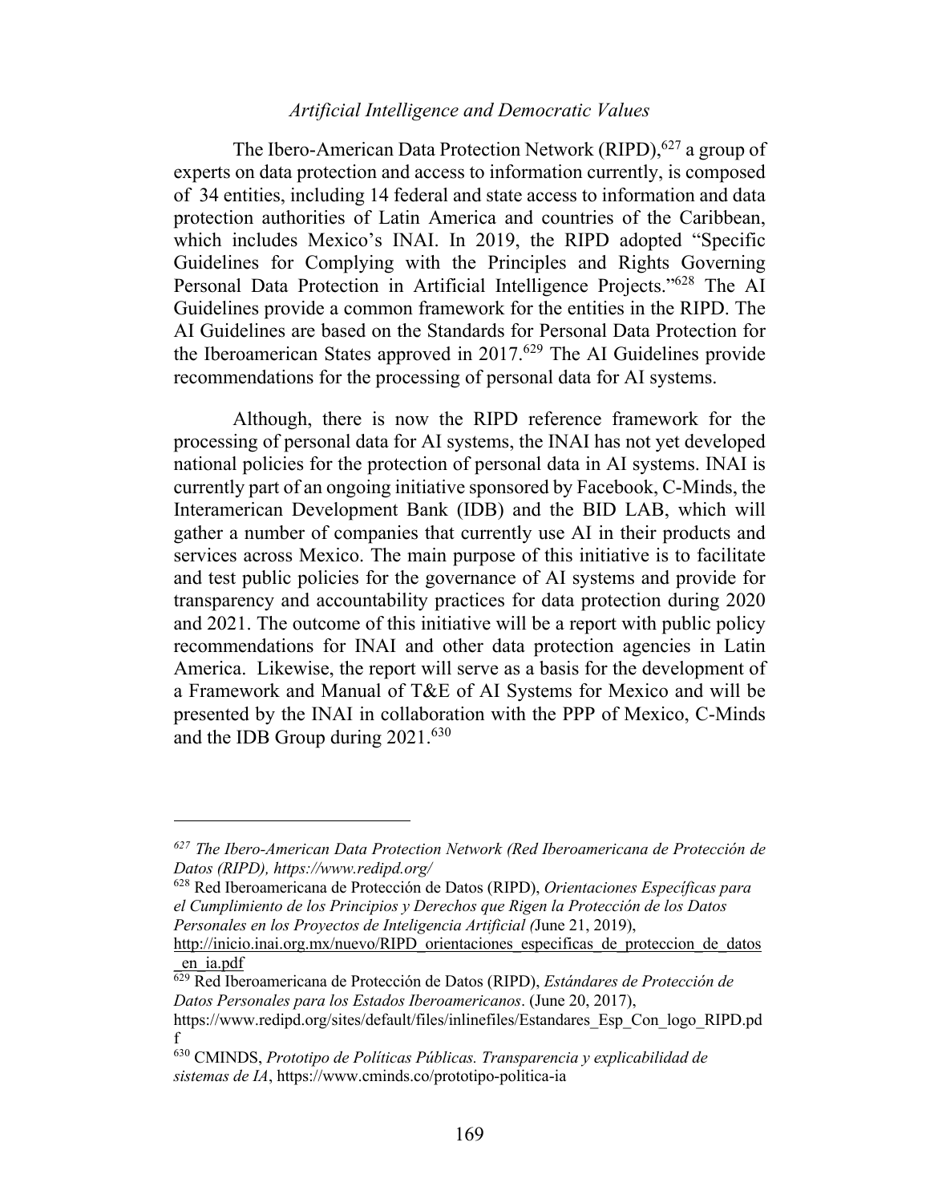The Ibero-American Data Protection Network (RIPD),[627] a group of experts on data protection and access to information currently, is composed of 34 entities, including 14 federal and state access to information and data protection authorities of Latin America and countries of the Caribbean, which includes Mexico's INAI. In 2019, the RIPD adopted "Specific Guidelines for Complying with the Principles and Rights Governing Personal Data Protection in Artificial Intelligence Projects."[628] The AI Guidelines provide a common framework for the entities in the RIPD. The AI Guidelines are based on the Standards for Personal Data Protection for the Iberoamerican States approved in 2017.[629] The AI Guidelines provide recommendations for the processing of personal data for AI systems.

Although, there is now the RIPD reference framework for the processing of personal data for AI systems, the INAI has not yet developed national policies for the protection of personal data in AI systems. INAI is currently part of an ongoing initiative sponsored by Facebook, C-Minds, the Interamerican Development Bank (IDB) and the BID LAB, which will gather a number of companies that currently use AI in their products and services across Mexico. The main purpose of this initiative is to facilitate and test public policies for the governance of AI systems and provide for transparency and accountability practices for data protection during 2020 and 2021. The outcome of this initiative will be a report with public policy recommendations for INAI and other data protection agencies in Latin America. Likewise, the report will serve as a basis for the development of a Framework and Manual of T&E of AI Systems for Mexico and will be presented by the INAI in collaboration with the PPP of Mexico, C-Minds and the IDB Group during 2021.[630]

---

[627] *The Ibero-American Data Protection Network (Red Iberoamericana de Protección de Datos (RIPD), https://www.redipd.org/*

[628] Red Iberoamericana de Protección de Datos (RIPD), *Orientaciones Específicas para el Cumplimiento de los Principios y Derechos que Rigen la Protección de los Datos Personales en los Proyectos de Inteligencia Artificial (*June 21, 2019), http://inicio.inai.org.mx/nuevo/RIPD_orientaciones_especificas_de_proteccion_de_datos_en_ia.pdf

[629] Red Iberoamericana de Protección de Datos (RIPD), *Estándares de Protección de Datos Personales para los Estados Iberoamericanos*. (June 20, 2017), https://www.redipd.org/sites/default/files/inlinefiles/Estandares_Esp_Con_logo_RIPD.pdf

[630] CMINDS, *Prototipo de Políticas Públicas. Transparencia y explicabilidad de sistemas de IA*, https://www.cminds.co/prototipo-politica-ia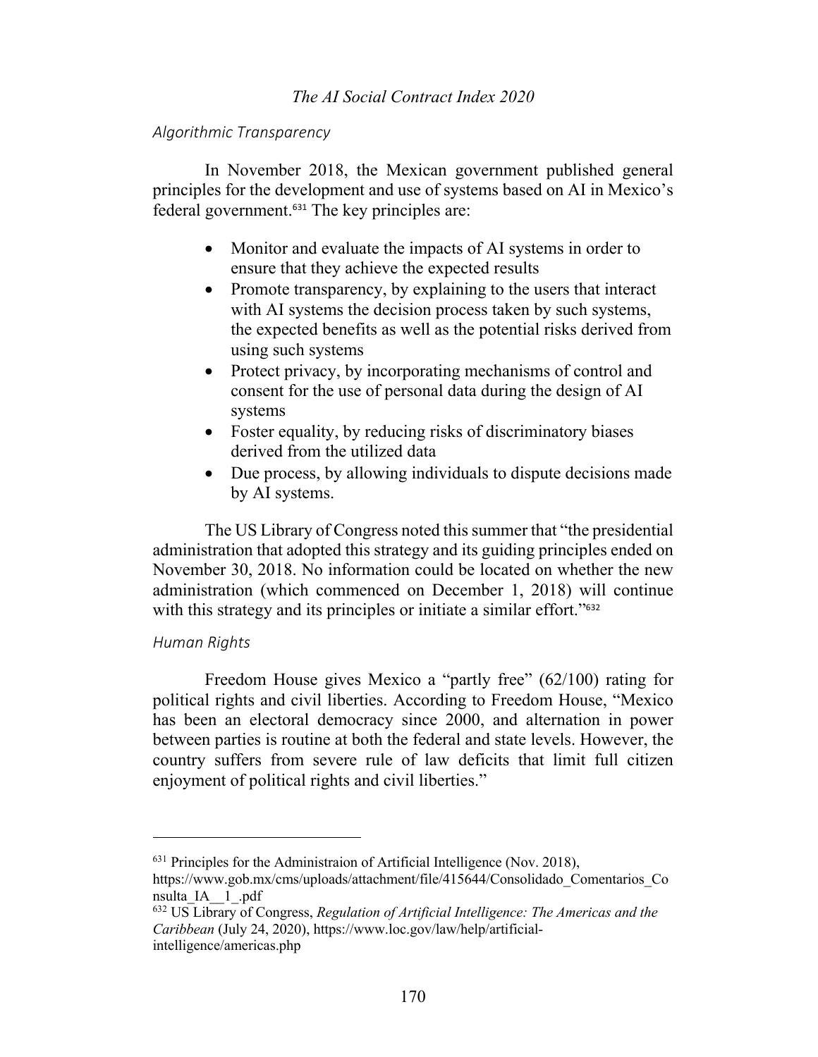### *Algorithmic Transparency*

In November 2018, the Mexican government published general principles for the development and use of systems based on AI in Mexico's federal government.[631] The key principles are:

- Monitor and evaluate the impacts of AI systems in order to ensure that they achieve the expected results
- Promote transparency, by explaining to the users that interact with AI systems the decision process taken by such systems, the expected benefits as well as the potential risks derived from using such systems
- Protect privacy, by incorporating mechanisms of control and consent for the use of personal data during the design of AI systems
- Foster equality, by reducing risks of discriminatory biases derived from the utilized data
- Due process, by allowing individuals to dispute decisions made by AI systems.

The US Library of Congress noted this summer that "the presidential administration that adopted this strategy and its guiding principles ended on November 30, 2018. No information could be located on whether the new administration (which commenced on December 1, 2018) will continue with this strategy and its principles or initiate a similar effort."[632]

### *Human Rights*

Freedom House gives Mexico a "partly free" (62/100) rating for political rights and civil liberties. According to Freedom House, "Mexico has been an electoral democracy since 2000, and alternation in power between parties is routine at both the federal and state levels. However, the country suffers from severe rule of law deficits that limit full citizen enjoyment of political rights and civil liberties."

---

[631] Principles for the Administraion of Artificial Intelligence (Nov. 2018), https://www.gob.mx/cms/uploads/attachment/file/415644/Consolidado_Comentarios_Consulta_IA__1_.pdf

[632] US Library of Congress, *Regulation of Artificial Intelligence: The Americas and the Caribbean* (July 24, 2020), https://www.loc.gov/law/help/artificial-intelligence/americas.php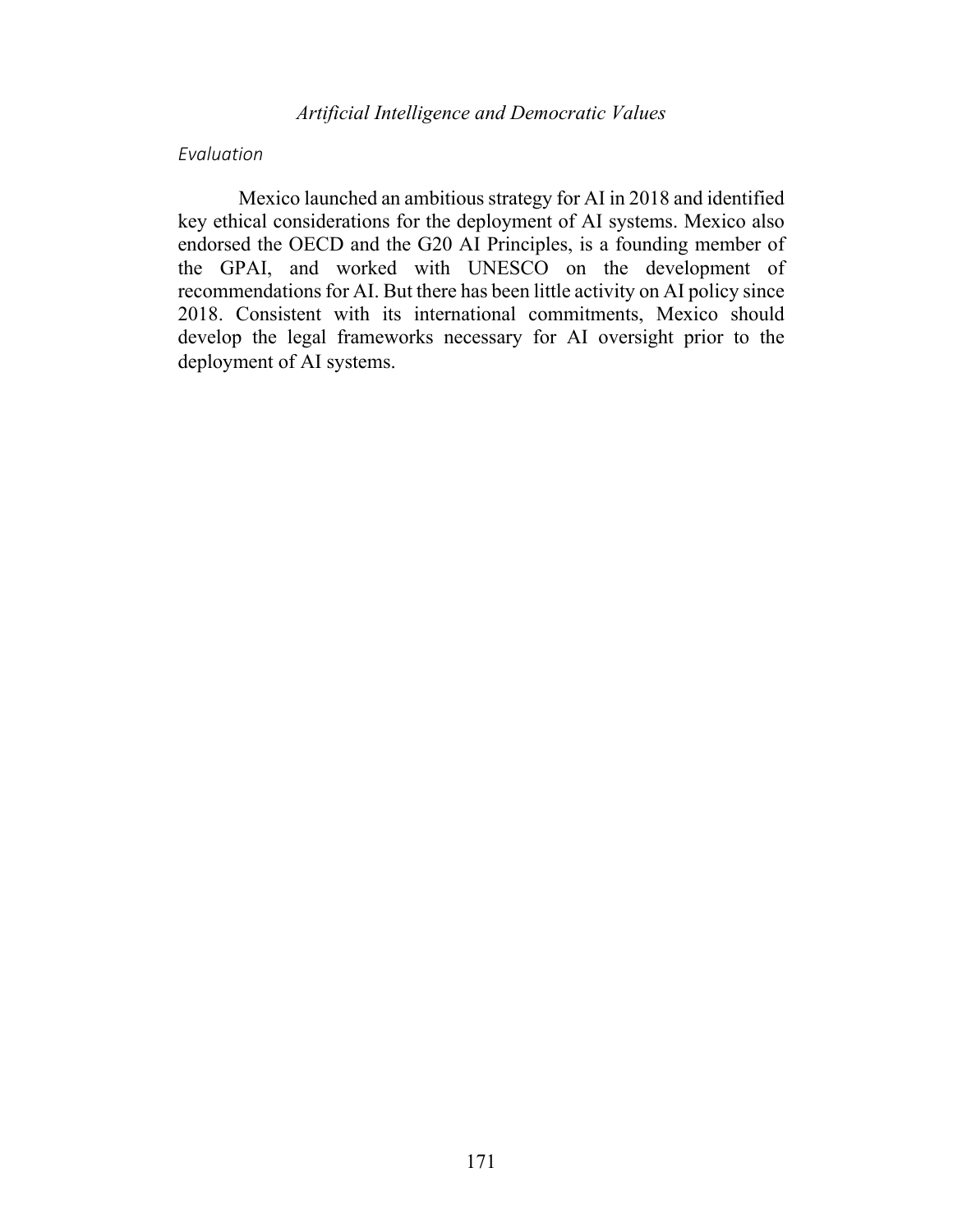*Evaluation*

Mexico launched an ambitious strategy for AI in 2018 and identified key ethical considerations for the deployment of AI systems. Mexico also endorsed the OECD and the G20 AI Principles, is a founding member of the GPAI, and worked with UNESCO on the development of recommendations for AI. But there has been little activity on AI policy since 2018. Consistent with its international commitments, Mexico should develop the legal frameworks necessary for AI oversight prior to the deployment of AI systems.